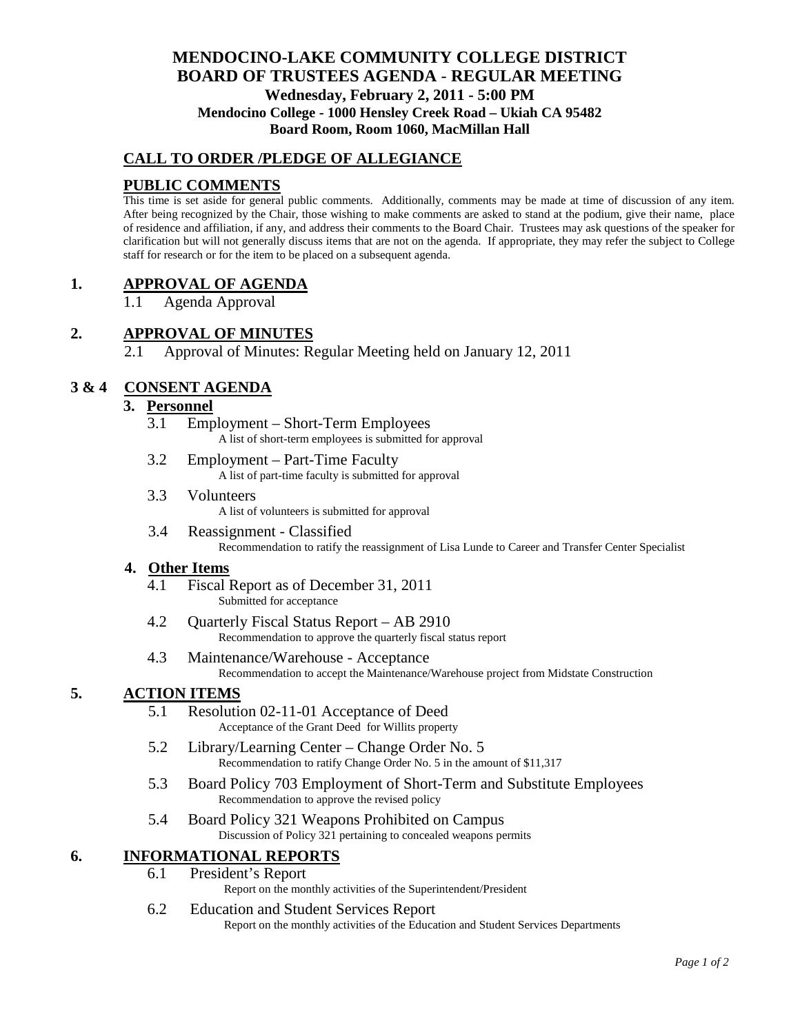# MENDOCINO-LAKE COMMUNITY COLLEGE DISTRICT
# BOARD OF TRUSTEES AGENDA - REGULAR MEETING

**Wednesday, February 2, 2011 - 5:00 PM**
**Mendocino College - 1000 Hensley Creek Road – Ukiah CA 95482**
**Board Room, Room 1060, MacMillan Hall**

## CALL TO ORDER /PLEDGE OF ALLEGIANCE

## PUBLIC COMMENTS

This time is set aside for general public comments. Additionally, comments may be made at time of discussion of any item. After being recognized by the Chair, those wishing to make comments are asked to stand at the podium, give their name, place of residence and affiliation, if any, and address their comments to the Board Chair. Trustees may ask questions of the speaker for clarification but will not generally discuss items that are not on the agenda. If appropriate, they may refer the subject to College staff for research or for the item to be placed on a subsequent agenda.

## 1. APPROVAL OF AGENDA

1.1 Agenda Approval

## 2. APPROVAL OF MINUTES

2.1 Approval of Minutes: Regular Meeting held on January 12, 2011

## 3 & 4 CONSENT AGENDA

### 3. Personnel

3.1 Employment – Short-Term Employees
A list of short-term employees is submitted for approval

3.2 Employment – Part-Time Faculty
A list of part-time faculty is submitted for approval

3.3 Volunteers
A list of volunteers is submitted for approval

3.4 Reassignment - Classified
Recommendation to ratify the reassignment of Lisa Lunde to Career and Transfer Center Specialist

### 4. Other Items

4.1 Fiscal Report as of December 31, 2011
Submitted for acceptance

4.2 Quarterly Fiscal Status Report – AB 2910
Recommendation to approve the quarterly fiscal status report

4.3 Maintenance/Warehouse - Acceptance
Recommendation to accept the Maintenance/Warehouse project from Midstate Construction

## 5. ACTION ITEMS

5.1 Resolution 02-11-01 Acceptance of Deed
Acceptance of the Grant Deed for Willits property

5.2 Library/Learning Center – Change Order No. 5
Recommendation to ratify Change Order No. 5 in the amount of $11,317

5.3 Board Policy 703 Employment of Short-Term and Substitute Employees
Recommendation to approve the revised policy

5.4 Board Policy 321 Weapons Prohibited on Campus
Discussion of Policy 321 pertaining to concealed weapons permits

## 6. INFORMATIONAL REPORTS

6.1 President's Report
Report on the monthly activities of the Superintendent/President

6.2 Education and Student Services Report
Report on the monthly activities of the Education and Student Services Departments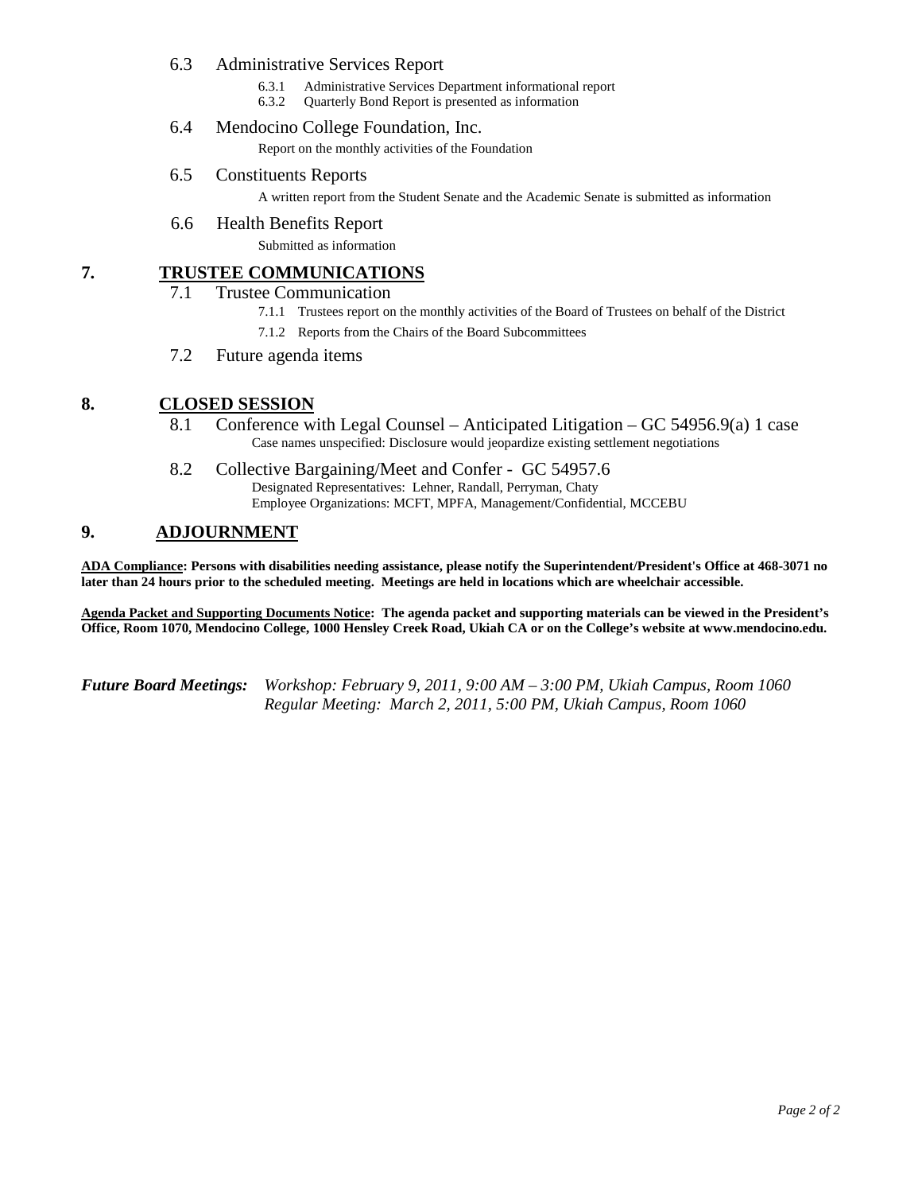### 6.3 Administrative Services Report

- 6.3.1 Administrative Services Department informational report
- 6.3.2 Quarterly Bond Report is presented as information

### 6.4 Mendocino College Foundation, Inc.

Report on the monthly activities of the Foundation

### 6.5 Constituents Reports

A written report from the Student Senate and the Academic Senate is submitted as information

### 6.6 Health Benefits Report

Submitted as information

## 7. TRUSTEE COMMUNICATIONS

### 7.1 Trustee Communication

- 7.1.1 Trustees report on the monthly activities of the Board of Trustees on behalf of the District
- 7.1.2 Reports from the Chairs of the Board Subcommittees

### 7.2 Future agenda items

## 8. CLOSED SESSION

### 8.1 Conference with Legal Counsel – Anticipated Litigation – GC 54956.9(a) 1 case

Case names unspecified: Disclosure would jeopardize existing settlement negotiations

### 8.2 Collective Bargaining/Meet and Confer - GC 54957.6

Designated Representatives: Lehner, Randall, Perryman, Chaty
Employee Organizations: MCFT, MPFA, Management/Confidential, MCCEBU

## 9. ADJOURNMENT

**ADA Compliance: Persons with disabilities needing assistance, please notify the Superintendent/President's Office at 468-3071 no later than 24 hours prior to the scheduled meeting. Meetings are held in locations which are wheelchair accessible.**

**Agenda Packet and Supporting Documents Notice: The agenda packet and supporting materials can be viewed in the President's Office, Room 1070, Mendocino College, 1000 Hensley Creek Road, Ukiah CA or on the College's website at www.mendocino.edu.**

***Future Board Meetings:*** *Workshop: February 9, 2011, 9:00 AM – 3:00 PM, Ukiah Campus, Room 1060*
*Regular Meeting: March 2, 2011, 5:00 PM, Ukiah Campus, Room 1060*